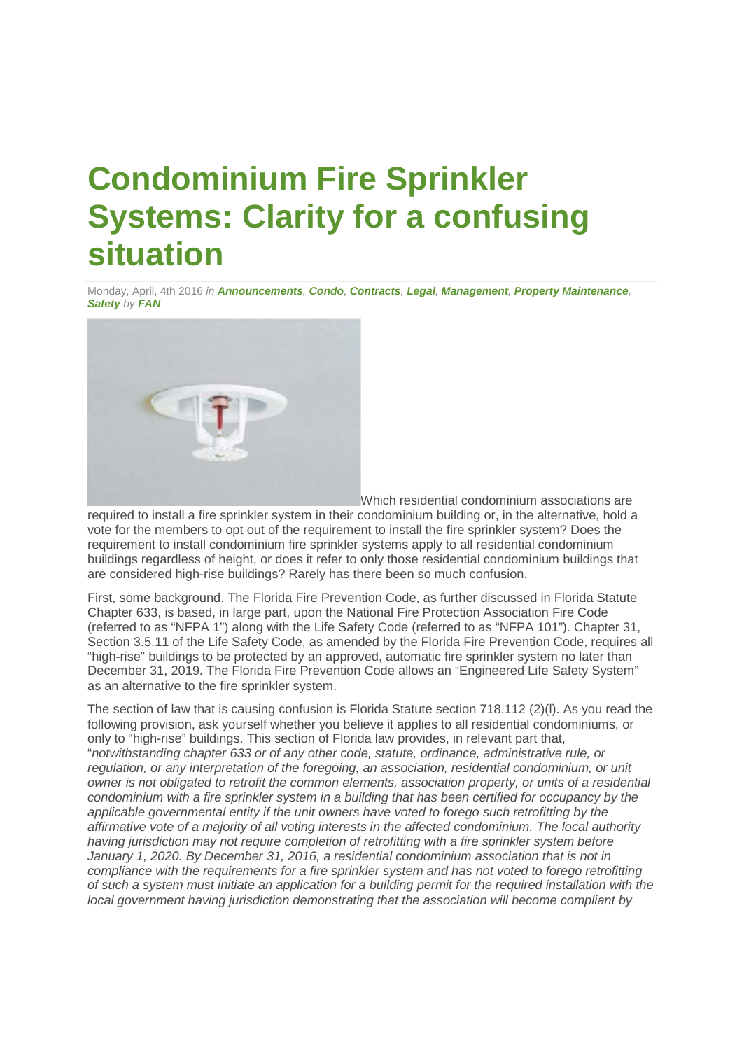# Condominium Fire Sprinkler Systems: Clarity for a confusing situation

Monday, April, 4th 2016 *in* ***Announcements**, **Condo**, **Contracts**, **Legal**, **Management**, **Property Maintenance**, **Safety*** *by* ***FAN***

Which residential condominium associations are required to install a fire sprinkler system in their condominium building or, in the alternative, hold a vote for the members to opt out of the requirement to install the fire sprinkler system? Does the requirement to install condominium fire sprinkler systems apply to all residential condominium buildings regardless of height, or does it refer to only those residential condominium buildings that are considered high-rise buildings? Rarely has there been so much confusion.

First, some background. The Florida Fire Prevention Code, as further discussed in Florida Statute Chapter 633, is based, in large part, upon the National Fire Protection Association Fire Code (referred to as "NFPA 1") along with the Life Safety Code (referred to as "NFPA 101"). Chapter 31, Section 3.5.11 of the Life Safety Code, as amended by the Florida Fire Prevention Code, requires all "high-rise" buildings to be protected by an approved, automatic fire sprinkler system no later than December 31, 2019. The Florida Fire Prevention Code allows an "Engineered Life Safety System" as an alternative to the fire sprinkler system.

The section of law that is causing confusion is Florida Statute section 718.112 (2)(l). As you read the following provision, ask yourself whether you believe it applies to all residential condominiums, or only to "high-rise" buildings. This section of Florida law provides, in relevant part that, "*notwithstanding chapter 633 or of any other code, statute, ordinance, administrative rule, or regulation, or any interpretation of the foregoing, an association, residential condominium, or unit owner is not obligated to retrofit the common elements, association property, or units of a residential condominium with a fire sprinkler system in a building that has been certified for occupancy by the applicable governmental entity if the unit owners have voted to forego such retrofitting by the affirmative vote of a majority of all voting interests in the affected condominium. The local authority having jurisdiction may not require completion of retrofitting with a fire sprinkler system before January 1, 2020. By December 31, 2016, a residential condominium association that is not in compliance with the requirements for a fire sprinkler system and has not voted to forego retrofitting of such a system must initiate an application for a building permit for the required installation with the local government having jurisdiction demonstrating that the association will become compliant by*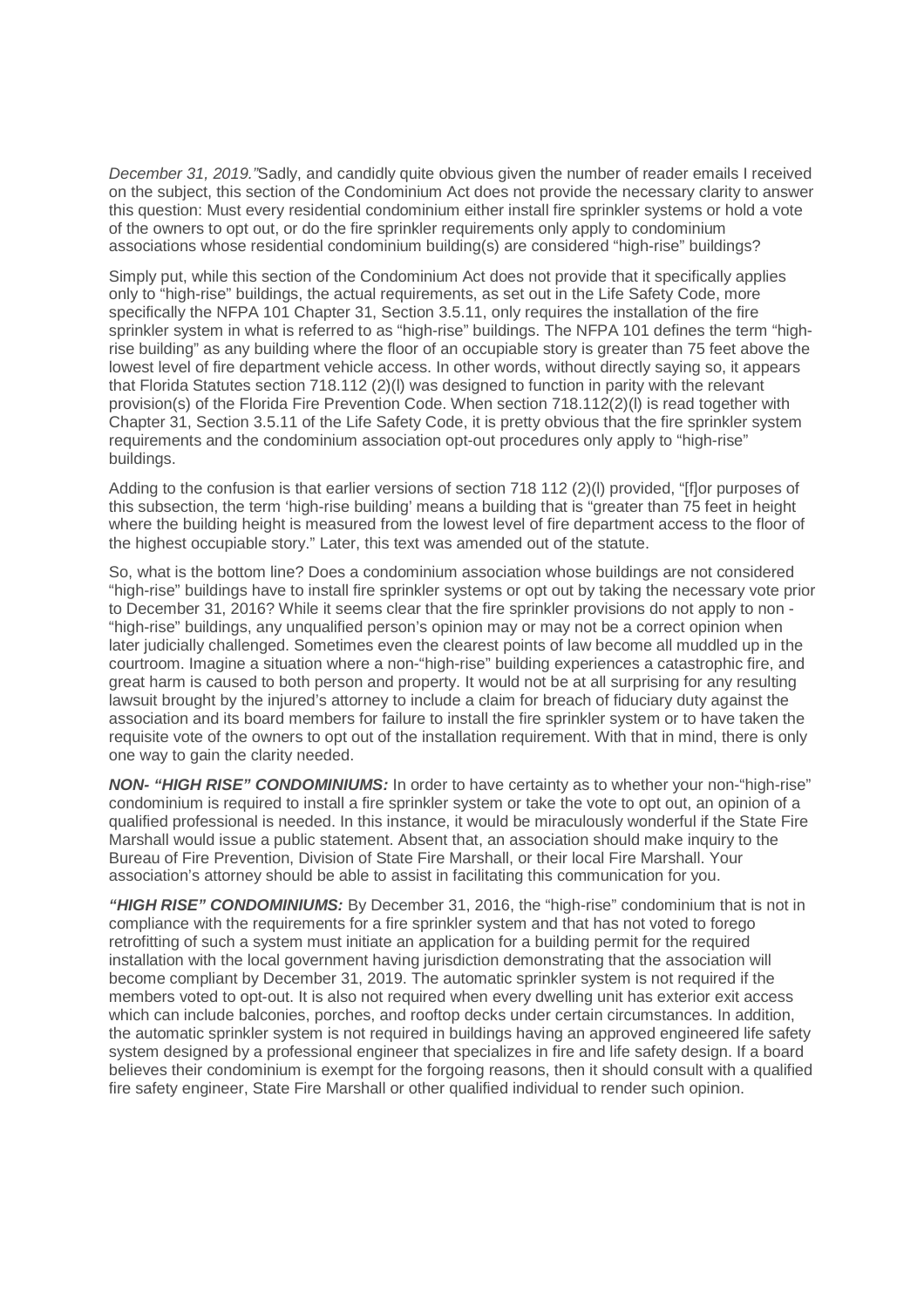*December 31, 2019."*Sadly, and candidly quite obvious given the number of reader emails I received on the subject, this section of the Condominium Act does not provide the necessary clarity to answer this question: Must every residential condominium either install fire sprinkler systems or hold a vote of the owners to opt out, or do the fire sprinkler requirements only apply to condominium associations whose residential condominium building(s) are considered "high-rise" buildings?

Simply put, while this section of the Condominium Act does not provide that it specifically applies only to "high-rise" buildings, the actual requirements, as set out in the Life Safety Code, more specifically the NFPA 101 Chapter 31, Section 3.5.11, only requires the installation of the fire sprinkler system in what is referred to as "high-rise" buildings. The NFPA 101 defines the term "high-rise building" as any building where the floor of an occupiable story is greater than 75 feet above the lowest level of fire department vehicle access. In other words, without directly saying so, it appears that Florida Statutes section 718.112 (2)(l) was designed to function in parity with the relevant provision(s) of the Florida Fire Prevention Code. When section 718.112(2)(l) is read together with Chapter 31, Section 3.5.11 of the Life Safety Code, it is pretty obvious that the fire sprinkler system requirements and the condominium association opt-out procedures only apply to "high-rise" buildings.

Adding to the confusion is that earlier versions of section 718 112 (2)(l) provided, "[f]or purposes of this subsection, the term 'high-rise building' means a building that is "greater than 75 feet in height where the building height is measured from the lowest level of fire department access to the floor of the highest occupiable story." Later, this text was amended out of the statute.

So, what is the bottom line? Does a condominium association whose buildings are not considered "high-rise" buildings have to install fire sprinkler systems or opt out by taking the necessary vote prior to December 31, 2016? While it seems clear that the fire sprinkler provisions do not apply to non - "high-rise" buildings, any unqualified person's opinion may or may not be a correct opinion when later judicially challenged. Sometimes even the clearest points of law become all muddled up in the courtroom. Imagine a situation where a non-"high-rise" building experiences a catastrophic fire, and great harm is caused to both person and property. It would not be at all surprising for any resulting lawsuit brought by the injured's attorney to include a claim for breach of fiduciary duty against the association and its board members for failure to install the fire sprinkler system or to have taken the requisite vote of the owners to opt out of the installation requirement. With that in mind, there is only one way to gain the clarity needed.

***NON- "HIGH RISE" CONDOMINIUMS:*** In order to have certainty as to whether your non-"high-rise" condominium is required to install a fire sprinkler system or take the vote to opt out, an opinion of a qualified professional is needed. In this instance, it would be miraculously wonderful if the State Fire Marshall would issue a public statement. Absent that, an association should make inquiry to the Bureau of Fire Prevention, Division of State Fire Marshall, or their local Fire Marshall. Your association's attorney should be able to assist in facilitating this communication for you.

***"HIGH RISE" CONDOMINIUMS:*** By December 31, 2016, the "high-rise" condominium that is not in compliance with the requirements for a fire sprinkler system and that has not voted to forego retrofitting of such a system must initiate an application for a building permit for the required installation with the local government having jurisdiction demonstrating that the association will become compliant by December 31, 2019. The automatic sprinkler system is not required if the members voted to opt-out. It is also not required when every dwelling unit has exterior exit access which can include balconies, porches, and rooftop decks under certain circumstances. In addition, the automatic sprinkler system is not required in buildings having an approved engineered life safety system designed by a professional engineer that specializes in fire and life safety design. If a board believes their condominium is exempt for the forgoing reasons, then it should consult with a qualified fire safety engineer, State Fire Marshall or other qualified individual to render such opinion.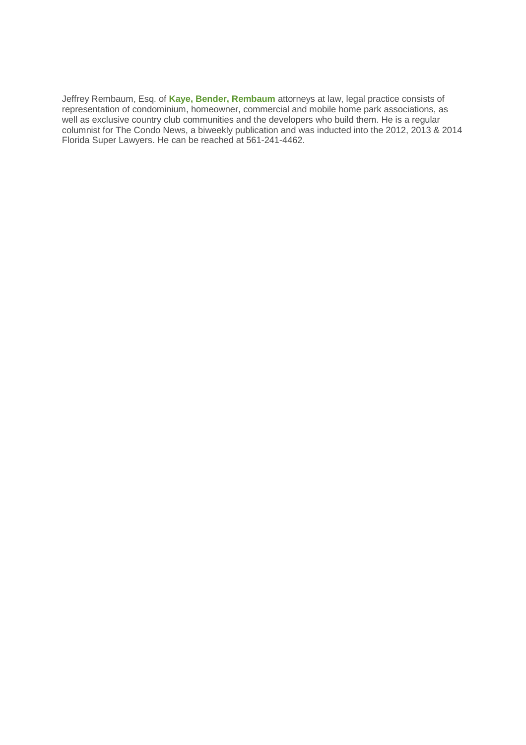Jeffrey Rembaum, Esq. of **Kaye, Bender, Rembaum** attorneys at law, legal practice consists of representation of condominium, homeowner, commercial and mobile home park associations, as well as exclusive country club communities and the developers who build them. He is a regular columnist for The Condo News, a biweekly publication and was inducted into the 2012, 2013 & 2014 Florida Super Lawyers. He can be reached at 561-241-4462.